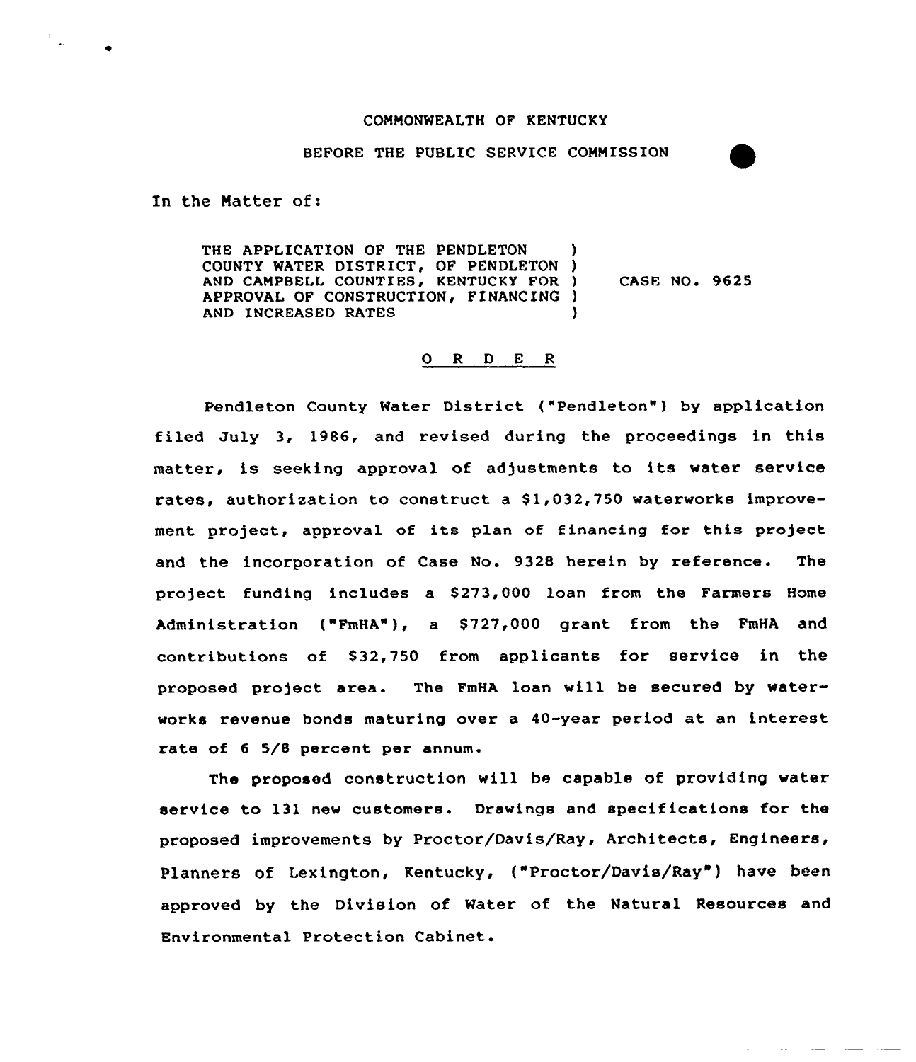COMMONWEALTH OF KENTUCKY

BEFORE THE PUBLIC SERVICE COMMISSION

In the Matter of:

THE APPLICATION OF THE PENDLETON COUNTY WATER DISTRICT, OF PENDLETON AND CAMPBELL COUNTIES, KENTUCKY FOR APPROVAL OF CONSTRUCTION, FINANCING AND INCREASED RATES ) CASE NO. 9625

## O R D E R

Pendleton County Water District ("Pendleton") by application filed July 3, 1986, and revised during the proceedings in this matter, is seeking approval of adjustments to its water service rates, authorization to construct a $1,032,750 waterworks improvement project, approval of its plan of financing for this project and the incorporation of Case No. 9328 herein by reference. The project funding includes a $273,000 loan from the Farmers Home Administration ("FmHA"), a $727,000 grant from the FmHA and contributions of $32,750 from applicants for service in the proposed project area. The FmHA loan will be secured by waterworks revenue bonds maturing over a 40-year period at an interest rate of 6 5/8 percent per annum.

The proposed construction will be capable of providing water service to 131 new customers. Drawings and specifications for the proposed improvements by Proctor/Davis/Ray, Architects, Engineers, Planners of Lexington, Kentucky, ("Proctor/Davis/Ray") have been approved by the Division of Water of the Natural Resources and Environmental Protection Cabinet.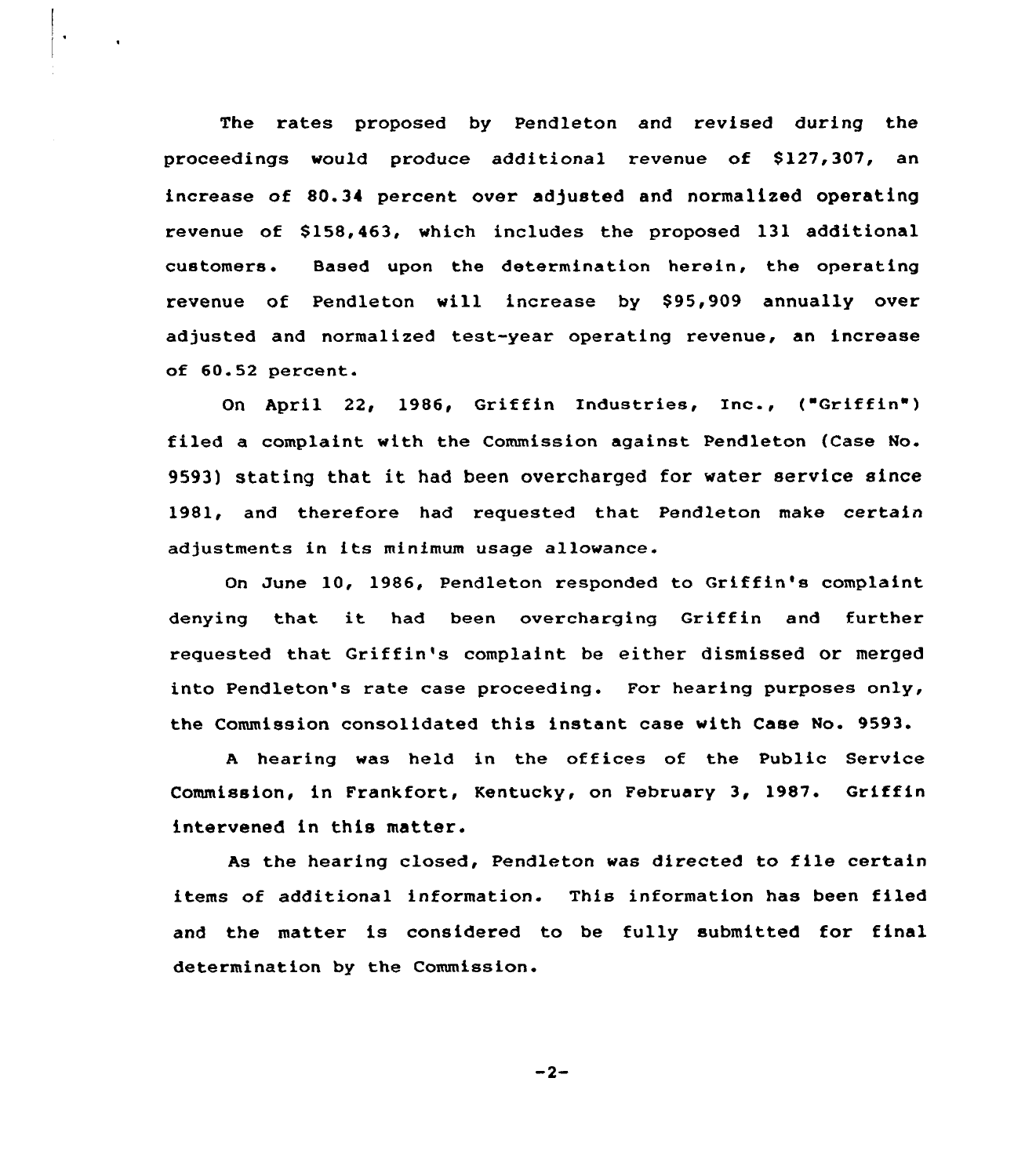The rates proposed by Pendleton and revised during the proceedings would produce additional revenue of $127,307, an increase of 80.34 percent over adjusted and normalized operating revenue of $158,463, which includes the proposed 131 additional customers. Based upon the determination herein, the operating revenue of Pendleton will increase by $95,909 annually over adjusted and normalized test-year operating revenue, an increase of 60.52 percent.

On April 22, 1986, Griffin Industries, Inc., ("Griffin") filed a complaint with the Commission against Pendleton (Case No. 9593) stating that it had been overcharged for water service since 1981, and therefore had requested that Pendleton make certain adjustments in its minimum usage allowance.

On June 10, 1986, Pendleton responded to Griffin's complaint denying that it had been overcharging Griffin and further requested that Griffin's complaint be either dismissed or merged into Pendleton's rate case proceeding. For hearing purposes only, the Commission consolidated this instant case with Case No. 9593.

A hearing was held in the offices of the Public Service Commission, in Frankfort, Kentucky, on February 3, 1987. Griffin intervened in this matter.

As the hearing closed, Pendleton was directed to file certain items of additional information. This information has been filed and the matter is considered to be fully submitted for final determination by the Commission.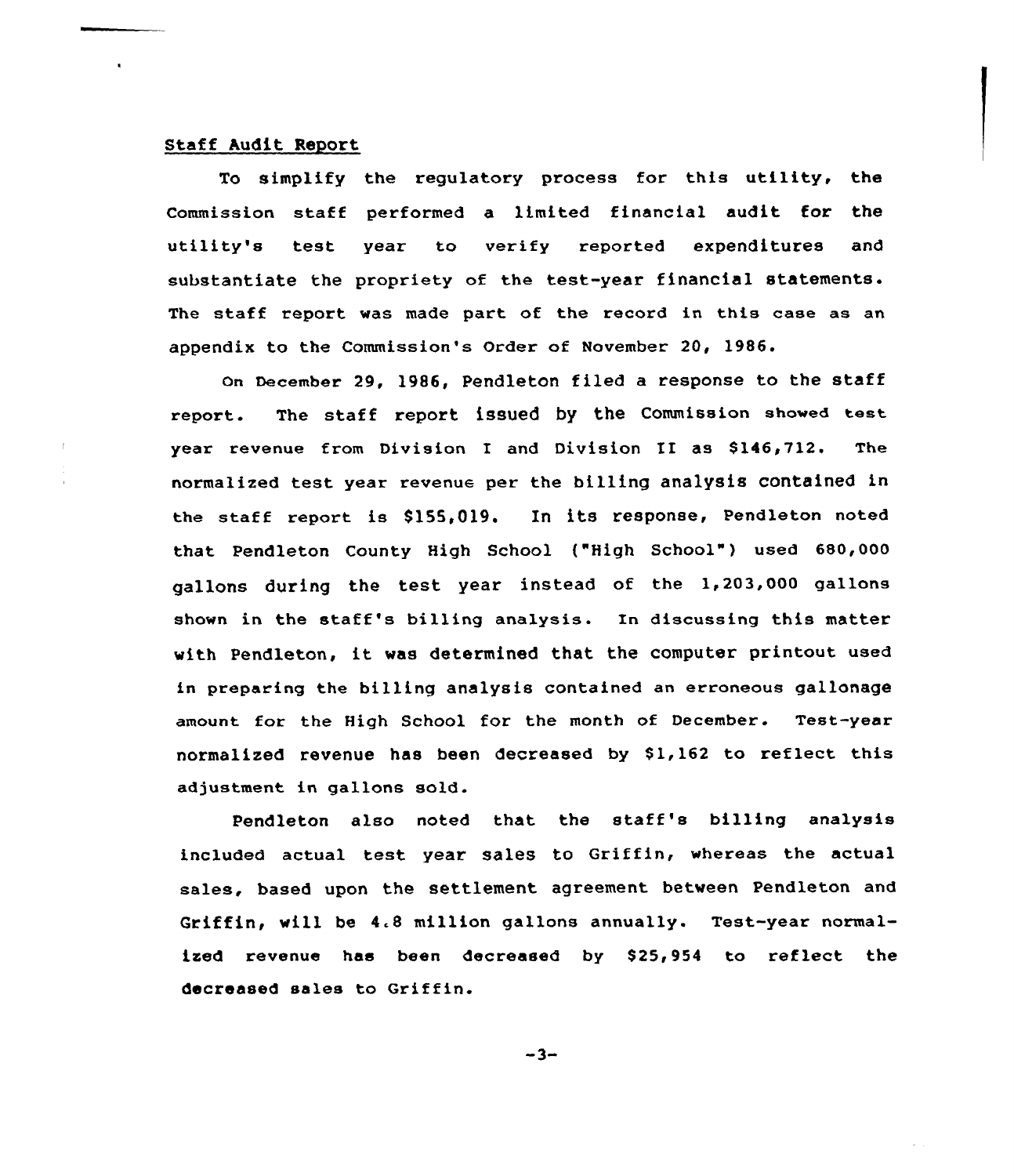<u>Staff Audit Report</u>

To simplify the regulatory process for this utility, the Commission staff performed a limited financial audit for the utility's test year to verify reported expenditures and substantiate the propriety of the test-year financial statements. The staff report was made part of the record in this case as an appendix to the Commission's Order of November 20, 1986.

On December 29, 1986, Pendleton filed a response to the staff report. The staff report issued by the Commission showed test year revenue from Division I and Division II as $146,712. The normalized test year revenue per the billing analysis contained in the staff report is $155,019. In its response, Pendleton noted that Pendleton County High School ("High School") used 680,000 gallons during the test year instead of the 1,203,000 gallons shown in the staff's billing analysis. In discussing this matter with Pendleton, it was determined that the computer printout used in preparing the billing analysis contained an erroneous gallonage amount for the High School for the month of December. Test-year normalized revenue has been decreased by $1,162 to reflect this adjustment in gallons sold.

Pendleton also noted that the staff's billing analysis included actual test year sales to Griffin, whereas the actual sales, based upon the settlement agreement between Pendleton and Griffin, will be 4.8 million gallons annually. Test-year normalized revenue has been decreased by $25,954 to reflect the decreased sales to Griffin.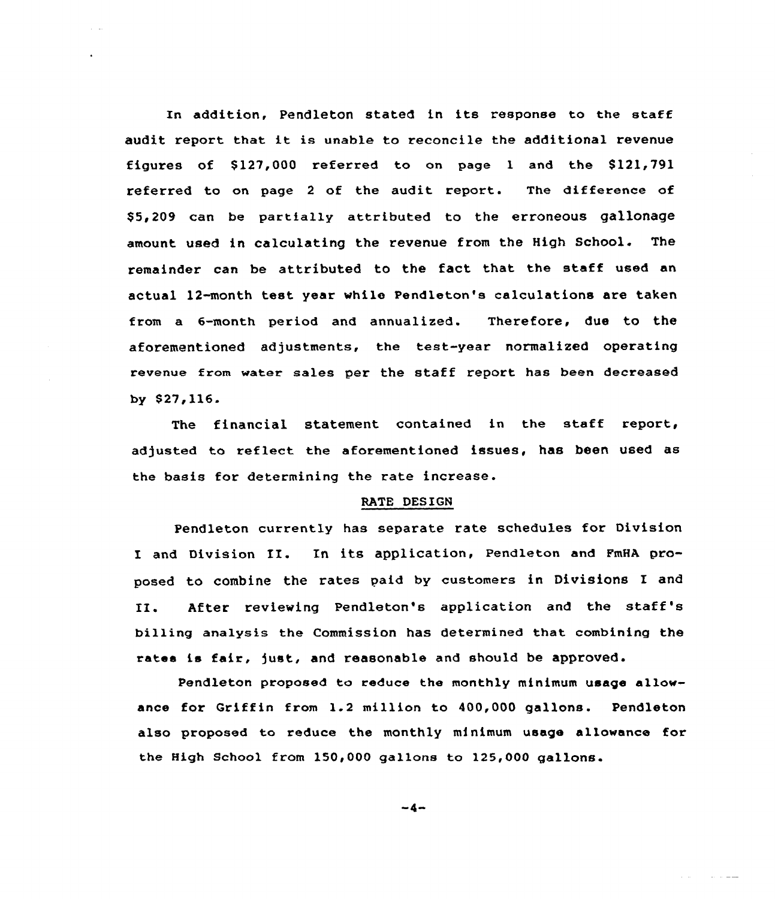In addition, Pendleton stated in its response to the staff audit report that it is unable to reconcile the additional revenue figures of $127,000 referred to on page 1 and the $121,791 referred to on page 2 of the audit report. The difference of $5,209 can be partially attributed to the erroneous gallonage amount used in calculating the revenue from the High School. The remainder can be attributed to the fact that the staff used an actual 12-month test year while Pendleton's calculations are taken from a 6-month period and annualized. Therefore, due to the aforementioned adjustments, the test-year normalized operating revenue from water sales per the staff report has been decreased by $27,116.

The financial statement contained in the staff report, adjusted to reflect the aforementioned issues, has been used as the basis for determining the rate increase.

## RATE DESIGN

Pendleton currently has separate rate schedules for Division I and Division II. In its application, Pendleton and FmHA proposed to combine the rates paid by customers in Divisions I and II. After reviewing Pendleton's application and the staff's billing analysis the Commission has determined that combining the rates is fair, just, and reasonable and should be approved.

Pendleton proposed to reduce the monthly minimum usage allowance for Griffin from 1.2 million to 400,000 gallons. Pendleton also proposed to reduce the monthly minimum usage allowance for the High School from 150,000 gallons to 125,000 gallons.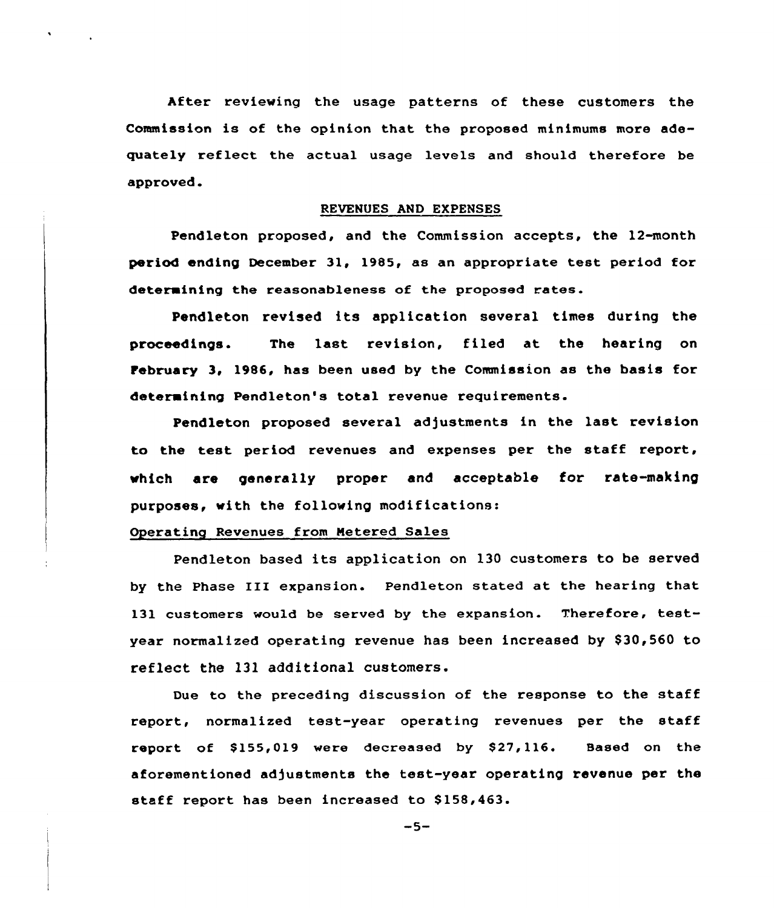After reviewing the usage patterns of these customers the Commission is of the opinion that the proposed minimums more adequately reflect the actual usage levels and should therefore be approved.

## REVENUES AND EXPENSES

Pendleton proposed, and the Commission accepts, the 12-month period ending December 31, 1985, as an appropriate test period for determining the reasonableness of the proposed rates.

Pendleton revised its application several times during the proceedings. The last revision, filed at the hearing on February 3, 1986, has been used by the Commission as the basis for determining Pendleton's total revenue requirements.

Pendleton proposed several adjustments in the last revision to the test period revenues and expenses per the staff report, which are generally proper and acceptable for rate-making purposes, with the following modifications:

### Operating Revenues from Metered Sales

Pendleton based its application on 130 customers to be served by the Phase III expansion. Pendleton stated at the hearing that 131 customers would be served by the expansion. Therefore, test-year normalized operating revenue has been increased by $30,560 to reflect the 131 additional customers.

Due to the preceding discussion of the response to the staff report, normalized test-year operating revenues per the staff report of $155,019 were decreased by $27,116. Based on the aforementioned adjustments the test-year operating revenue per the staff report has been increased to $158,463.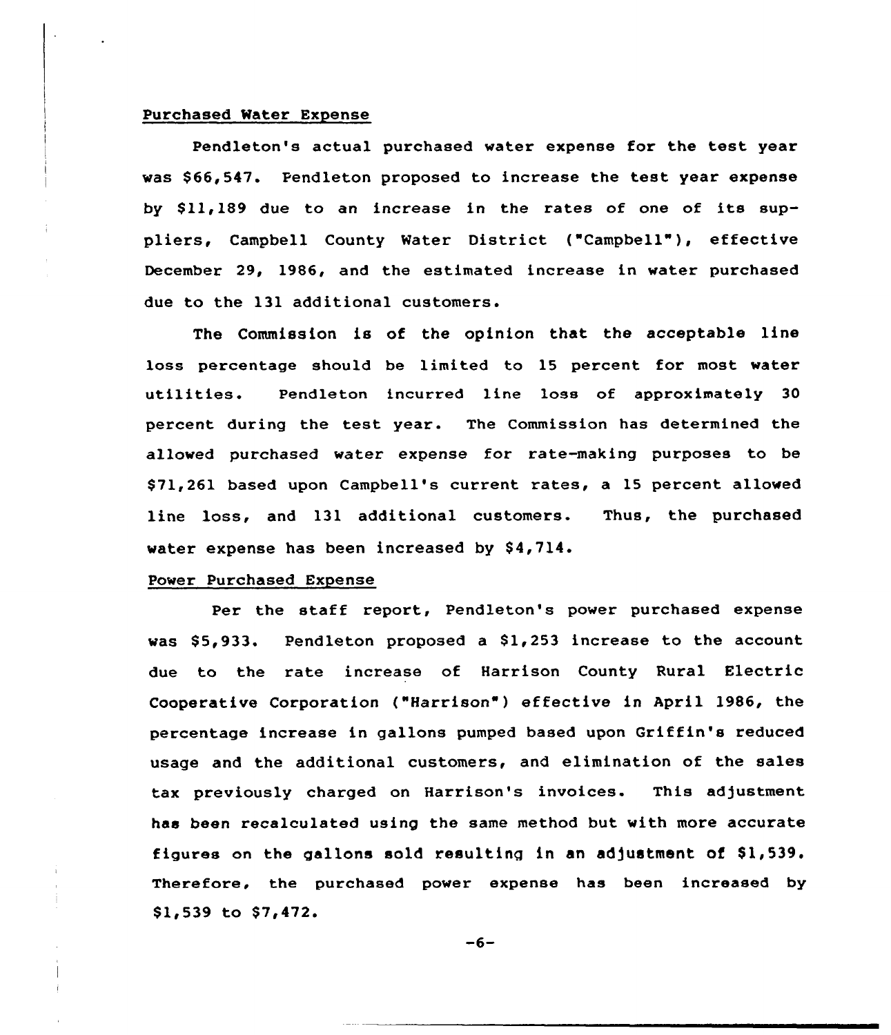Purchased Water Expense

Pendleton's actual purchased water expense for the test year was $66,547. Pendleton proposed to increase the test year expense by $11,189 due to an increase in the rates of one of its suppliers, Campbell County Water District ("Campbell"), effective December 29, 1986, and the estimated increase in water purchased due to the 131 additional customers.

The Commission is of the opinion that the acceptable line loss percentage should be limited to 15 percent for most water utilities. Pendleton incurred line loss of approximately 30 percent during the test year. The Commission has determined the allowed purchased water expense for rate-making purposes to be $71,261 based upon Campbell's current rates, a 15 percent allowed line loss, and 131 additional customers. Thus, the purchased water expense has been increased by $4,714.

Power Purchased Expense

Per the staff report, Pendleton's power purchased expense was $5,933. Pendleton proposed a $1,253 increase to the account due to the rate increase of Harrison County Rural Electric Cooperative Corporation ("Harrison") effective in April 1986, the percentage increase in gallons pumped based upon Griffin's reduced usage and the additional customers, and elimination of the sales tax previously charged on Harrison's invoices. This adjustment has been recalculated using the same method but with more accurate figures on the gallons sold resulting in an adjustment of $1,539. Therefore, the purchased power expense has been increased by $1,539 to $7,472.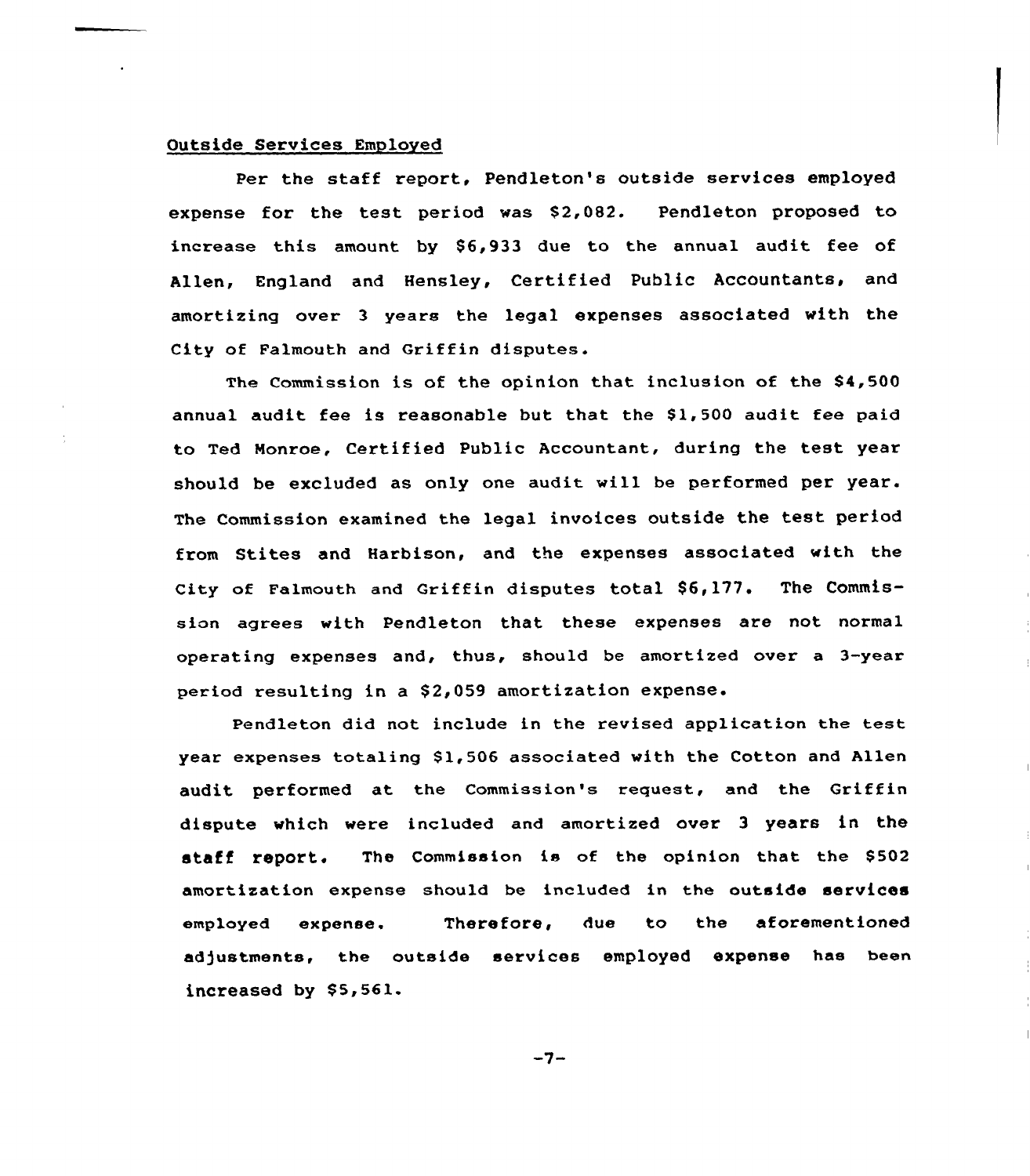## Outside Services Employed

Per the staff report, Pendleton's outside services employed expense for the test period was $2,082. Pendleton proposed to increase this amount by $6,933 due to the annual audit fee of Allen, England and Hensley, Certified Public Accountants, and amortizing over 3 years the legal expenses associated with the City of Falmouth and Griffin disputes.

The Commission is of the opinion that inclusion of the $4,500 annual audit fee is reasonable but that the $1,500 audit fee paid to Ted Monroe, Certified Public Accountant, during the test year should be excluded as only one audit will be performed per year. The Commission examined the legal invoices outside the test period from Stites and Harbison, and the expenses associated with the City of Falmouth and Griffin disputes total $6,177. The Commission agrees with Pendleton that these expenses are not normal operating expenses and, thus, should be amortized over a 3-year period resulting in a $2,059 amortization expense.

Pendleton did not include in the revised application the test year expenses totaling $1,506 associated with the Cotton and Allen audit performed at the Commission's request, and the Griffin dispute which were included and amortized over 3 years in the staff report. The Commission is of the opinion that the $502 amortization expense should be included in the outside services employed expense. Therefore, due to the aforementioned adjustments, the outside services employed expense has been increased by $5,561.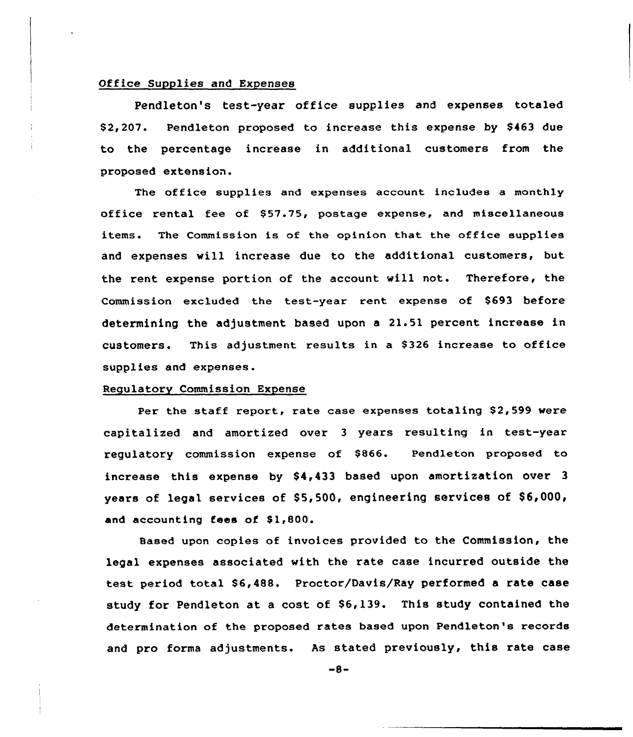Office Supplies and Expenses

Pendleton's test-year office supplies and expenses totaled $2,207. Pendleton proposed to increase this expense by $463 due to the percentage increase in additional customers from the proposed extension.

The office supplies and expenses account includes a monthly office rental fee of $57.75, postage expense, and miscellaneous items. The Commission is of the opinion that the office supplies and expenses will increase due to the additional customers, but the rent expense portion of the account will not. Therefore, the Commission excluded the test-year rent expense of $693 before determining the adjustment based upon a 21.51 percent increase in customers. This adjustment results in a $326 increase to office supplies and expenses.

Regulatory Commission Expense

Per the staff report, rate case expenses totaling $2,599 were capitalized and amortized over 3 years resulting in test-year regulatory commission expense of $866. Pendleton proposed to increase this expense by $4,433 based upon amortization over 3 years of legal services of $5,500, engineering services of $6,000, and accounting fees of $1,800.

Based upon copies of invoices provided to the Commission, the legal expenses associated with the rate case incurred outside the test period total $6,488. Proctor/Davis/Ray performed a rate case study for Pendleton at a cost of $6,139. This study contained the determination of the proposed rates based upon Pendleton's records and pro forma adjustments. As stated previously, this rate case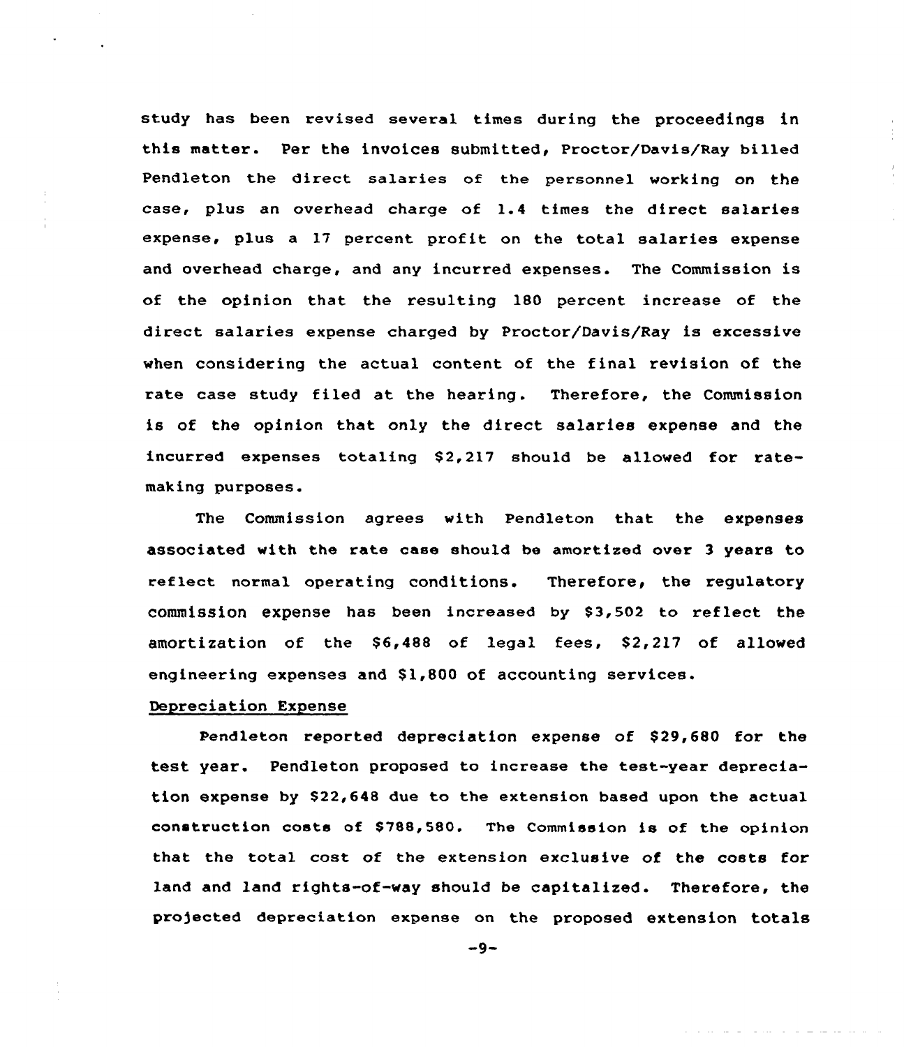study has been revised several times during the proceedings in this matter. Per the invoices submitted, Proctor/Davis/Ray billed Pendleton the direct salaries of the personnel working on the case, plus an overhead charge of 1.4 times the direct salaries expense, plus a 17 percent profit on the total salaries expense and overhead charge, and any incurred expenses. The Commission is of the opinion that the resulting 180 percent increase of the direct salaries expense charged by Proctor/Davis/Ray is excessive when considering the actual content of the final revision of the rate case study filed at the hearing. Therefore, the Commission is of the opinion that only the direct salaries expense and the incurred expenses totaling $2,217 should be allowed for rate-making purposes.

The Commission agrees with Pendleton that the expenses associated with the rate case should be amortized over 3 years to reflect normal operating conditions. Therefore, the regulatory commission expense has been increased by $3,502 to reflect the amortization of the $6,488 of legal fees, $2,217 of allowed engineering expenses and $1,800 of accounting services.

Depreciation Expense

Pendleton reported depreciation expense of $29,680 for the test year. Pendleton proposed to increase the test-year depreciation expense by $22,648 due to the extension based upon the actual construction costs of $788,580. The Commission is of the opinion that the total cost of the extension exclusive of the costs for land and land rights-of-way should be capitalized. Therefore, the projected depreciation expense on the proposed extension totals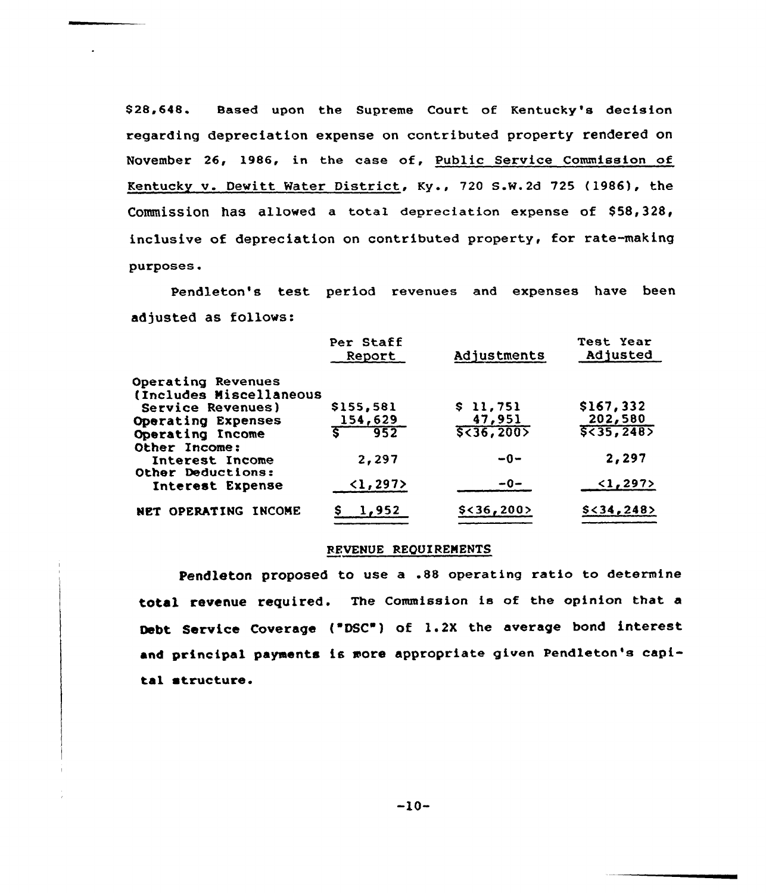$28,648. Based upon the Supreme Court of Kentucky's decision regarding depreciation expense on contributed property rendered on November 26, 1986, in the case of, Public Service Commission of Kentucky v. Dewitt Water District, Ky., 720 S.W.2d 725 (1986), the Commission has allowed a total depreciation expense of $58,328, inclusive of depreciation on contributed property, for rate-making purposes.

Pendleton's test period revenues and expenses have been adjusted as follows:

| | Per Staff Report | Adjustments | Test Year Adjusted |
|---|---|---|---|
| Operating Revenues (Includes Miscellaneous Service Revenues) | $155,581 | $ 11,751 | $167,332 |
| Operating Expenses | 154,629 | 47,951 | 202,580 |
| Operating Income | $ 952 | $<36,200> | $<35,248> |
| Other Income: | | | |
| Interest Income | 2,297 | -0- | 2,297 |
| Other Deductions: | | | |
| Interest Expense | <1,297> | -0- | <1,297> |
| NET OPERATING INCOME | $ 1,952 | $<36,200> | $<34,248> |

## REVENUE REQUIREMENTS

Pendleton proposed to use a .88 operating ratio to determine total revenue required. The Commission is of the opinion that a Debt Service Coverage ("DSC") of 1.2X the average bond interest and principal payments is more appropriate given Pendleton's capital structure.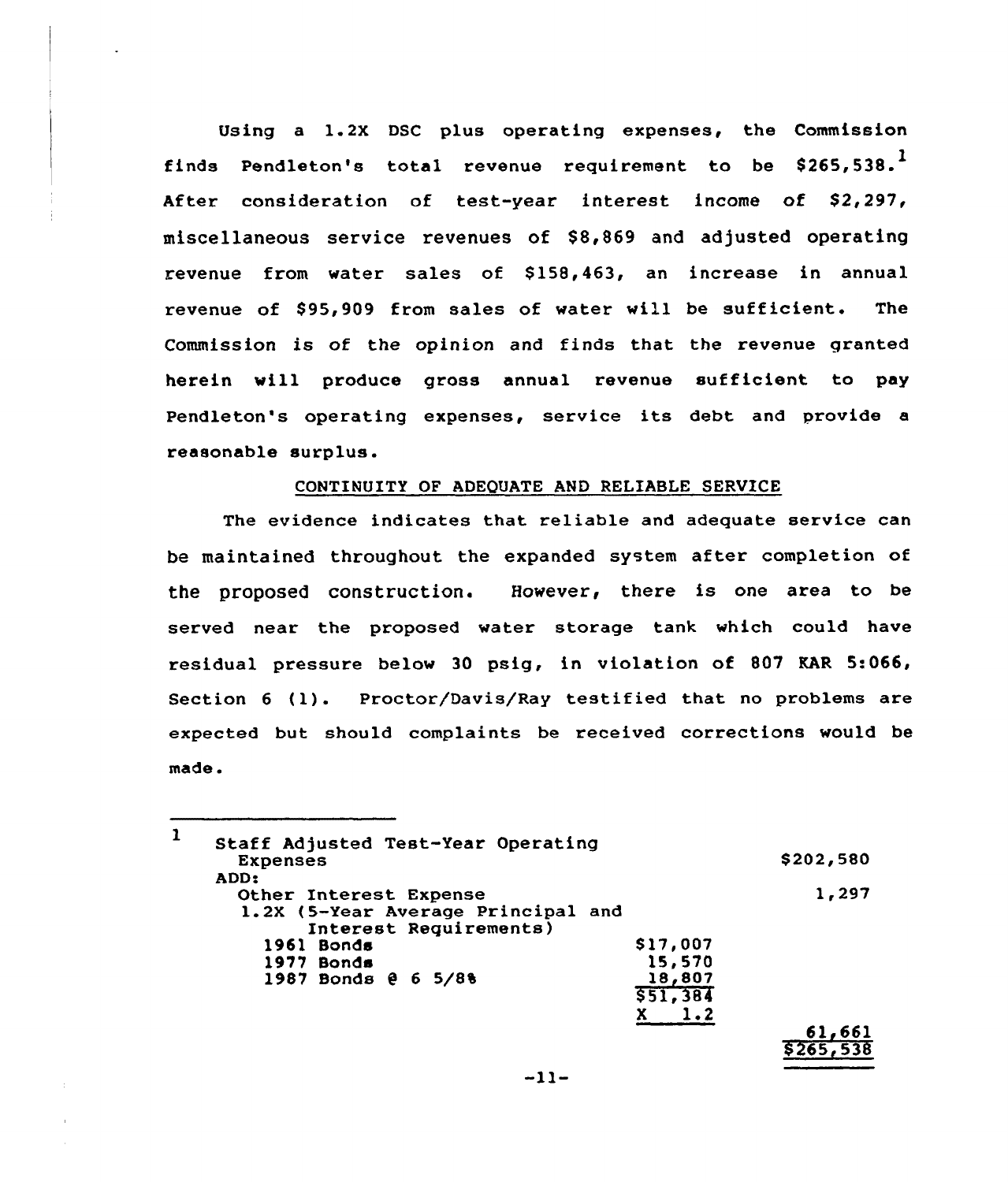Using a 1.2X DSC plus operating expenses, the Commission finds Pendleton's total revenue requirement to be $265,538.[1] After consideration of test-year interest income of $2,297, miscellaneous service revenues of $8,869 and adjusted operating revenue from water sales of $158,463, an increase in annual revenue of $95,909 from sales of water will be sufficient. The Commission is of the opinion and finds that the revenue granted herein will produce gross annual revenue sufficient to pay Pendleton's operating expenses, service its debt and provide a reasonable surplus.

## CONTINUITY OF ADEQUATE AND RELIABLE SERVICE

The evidence indicates that reliable and adequate service can be maintained throughout the expanded system after completion of the proposed construction. However, there is one area to be served near the proposed water storage tank which could have residual pressure below 30 psig, in violation of 807 KAR 5:066, Section 6 (1). Proctor/Davis/Ray testified that no problems are expected but should complaints be received corrections would be made.

---

[1]

| | | |
|---|---|---|
| Staff Adjusted Test-Year Operating Expenses | | $202,580 |
| ADD: | | |
| Other Interest Expense | | 1,297 |
| 1.2X (5-Year Average Principal and Interest Requirements) | | |
| 1961 Bonds | $17,007 | |
| 1977 Bonds | 15,570 | |
| 1987 Bonds @ 6 5/8% | 18,807 | |
| | $51,384 | |
| | X 1.2 | |
| | | 61,661 |
| | | $265,538 |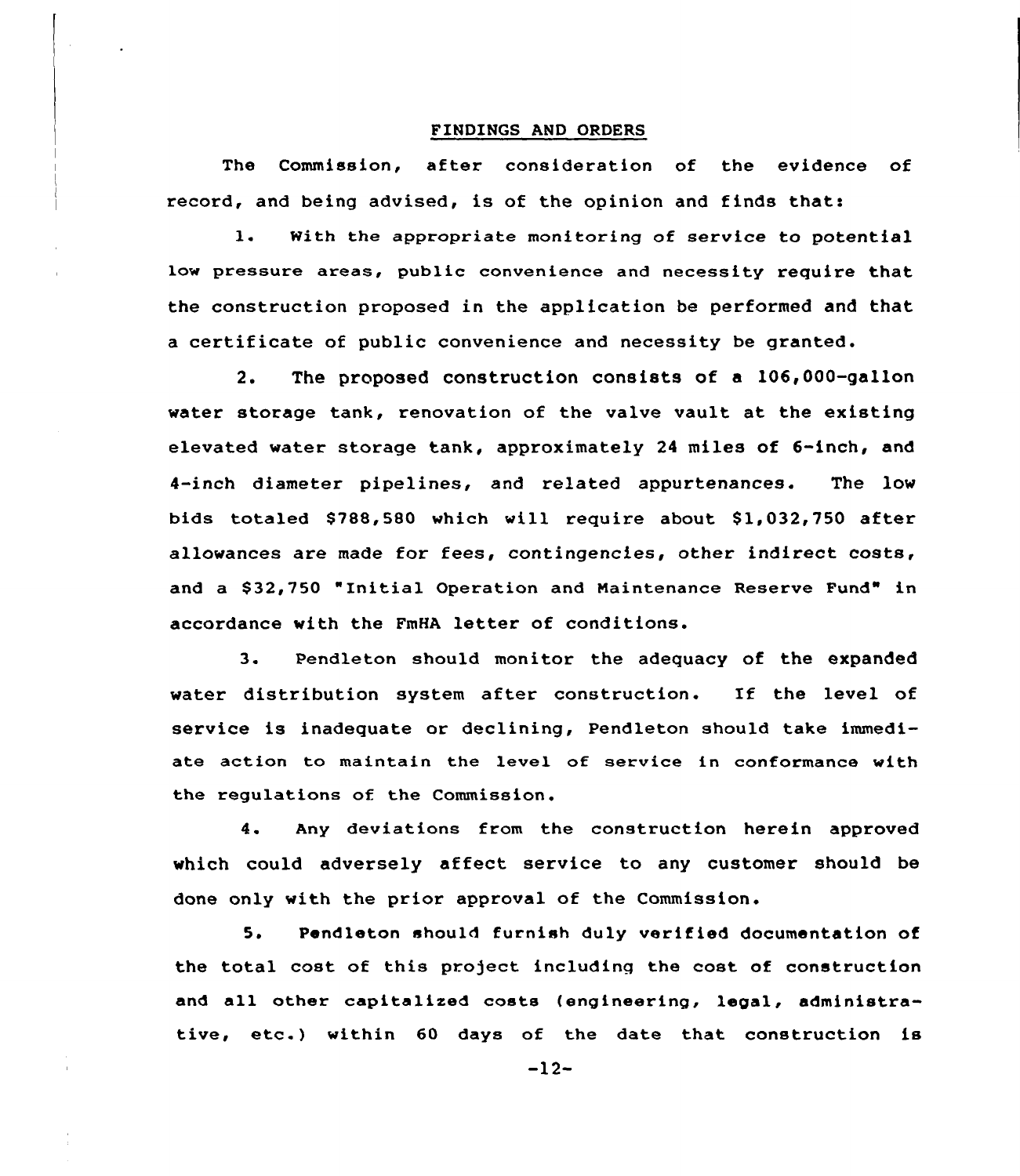## FINDINGS AND ORDERS

The Commission, after consideration of the evidence of record, and being advised, is of the opinion and finds that:

1. With the appropriate monitoring of service to potential low pressure areas, public convenience and necessity require that the construction proposed in the application be performed and that a certificate of public convenience and necessity be granted.

2. The proposed construction consists of a 106,000-gallon water storage tank, renovation of the valve vault at the existing elevated water storage tank, approximately 24 miles of 6-inch, and 4-inch diameter pipelines, and related appurtenances. The low bids totaled $788,580 which will require about $1,032,750 after allowances are made for fees, contingencies, other indirect costs, and a $32,750 "Initial Operation and Maintenance Reserve Fund" in accordance with the FmHA letter of conditions.

3. Pendleton should monitor the adequacy of the expanded water distribution system after construction. If the level of service is inadequate or declining, Pendleton should take immediate action to maintain the level of service in conformance with the regulations of the Commission.

4. Any deviations from the construction herein approved which could adversely affect service to any customer should be done only with the prior approval of the Commission.

5. Pendleton should furnish duly verified documentation of the total cost of this project including the cost of construction and all other capitalized costs (engineering, legal, administrative, etc.) within 60 days of the date that construction is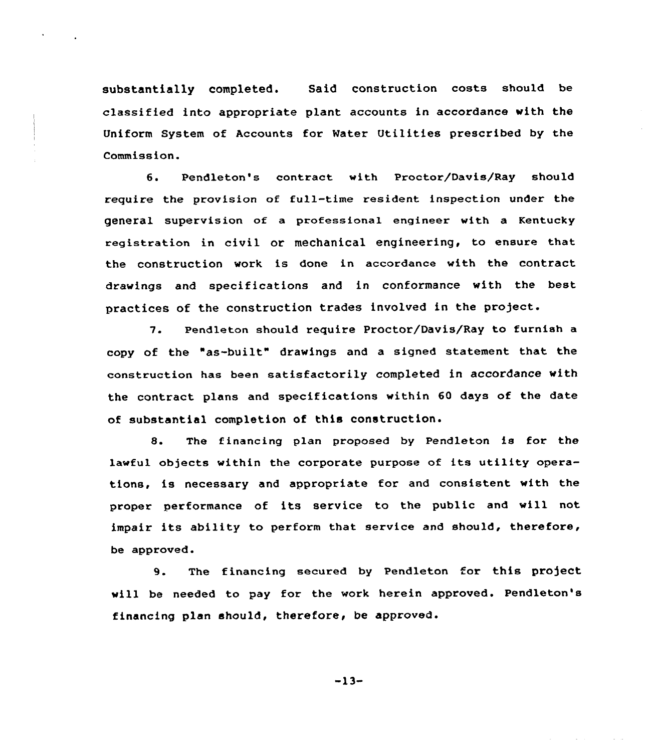substantially completed. Said construction costs should be classified into appropriate plant accounts in accordance with the Uniform System of Accounts for Water Utilities prescribed by the Commission.

6. Pendleton's contract with Proctor/Davis/Ray should require the provision of full-time resident inspection under the general supervision of a professional engineer with a Kentucky registration in civil or mechanical engineering, to ensure that the construction work is done in accordance with the contract drawings and specifications and in conformance with the best practices of the construction trades involved in the project.

7. Pendleton should require Proctor/Davis/Ray to furnish a copy of the "as-built" drawings and a signed statement that the construction has been satisfactorily completed in accordance with the contract plans and specifications within 60 days of the date of substantial completion of this construction.

8. The financing plan proposed by Pendleton is for the lawful objects within the corporate purpose of its utility operations, is necessary and appropriate for and consistent with the proper performance of its service to the public and will not impair its ability to perform that service and should, therefore, be approved.

9. The financing secured by Pendleton for this project will be needed to pay for the work herein approved. Pendleton's financing plan should, therefore, be approved.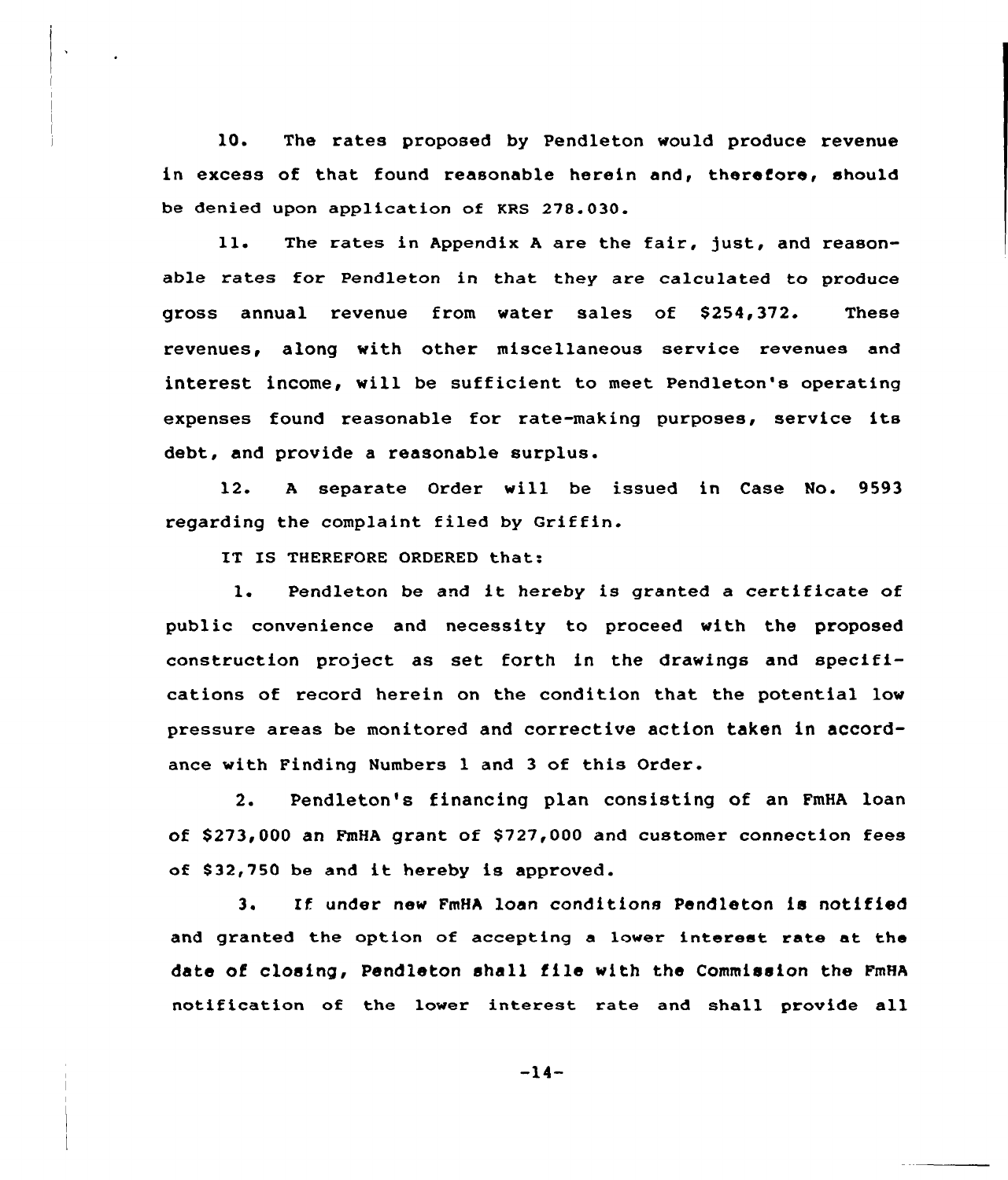10. The rates proposed by Pendleton would produce revenue in excess of that found reasonable herein and, therefore, should be denied upon application of KRS 278.030.

11. The rates in Appendix A are the fair, just, and reasonable rates for Pendleton in that they are calculated to produce gross annual revenue from water sales of $254,372. These revenues, along with other miscellaneous service revenues and interest income, will be sufficient to meet Pendleton's operating expenses found reasonable for rate-making purposes, service its debt, and provide a reasonable surplus.

12. A separate Order will be issued in Case No. 9593 regarding the complaint filed by Griffin.

IT IS THEREFORE ORDERED that:

1. Pendleton be and it hereby is granted a certificate of public convenience and necessity to proceed with the proposed construction project as set forth in the drawings and specifications of record herein on the condition that the potential low pressure areas be monitored and corrective action taken in accordance with Finding Numbers 1 and 3 of this Order.

2. Pendleton's financing plan consisting of an FmHA loan of $273,000 an FmHA grant of $727,000 and customer connection fees of $32,750 be and it hereby is approved.

3. If under new FmHA loan conditions Pendleton is notified and granted the option of accepting a lower interest rate at the date of closing, Pendleton shall file with the Commission the FmHA notification of the lower interest rate and shall provide all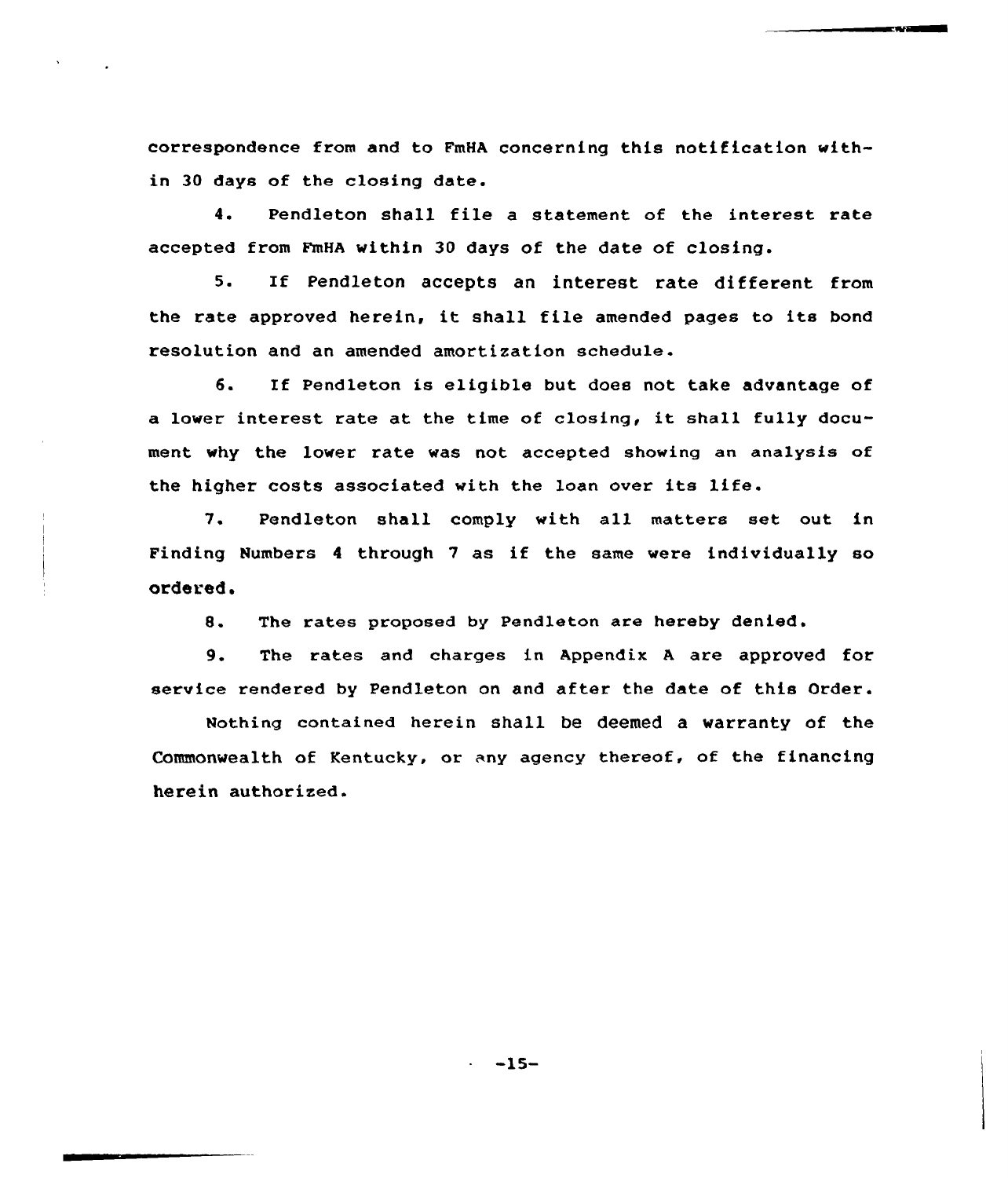correspondence from and to FmHA concerning this notification within 30 days of the closing date.

4. Pendleton shall file a statement of the interest rate accepted from FmHA within 30 days of the date of closing.

5. If Pendleton accepts an interest rate different from the rate approved herein, it shall file amended pages to its bond resolution and an amended amortization schedule.

6. If Pendleton is eligible but does not take advantage of a lower interest rate at the time of closing, it shall fully document why the lower rate was not accepted showing an analysis of the higher costs associated with the loan over its life.

7. Pendleton shall comply with all matters set out in Finding Numbers 4 through 7 as if the same were individually so ordered.

8. The rates proposed by Pendleton are hereby denied.

9. The rates and charges in Appendix A are approved for service rendered by Pendleton on and after the date of this Order.

Nothing contained herein shall be deemed a warranty of the Commonwealth of Kentucky, or any agency thereof, of the financing herein authorized.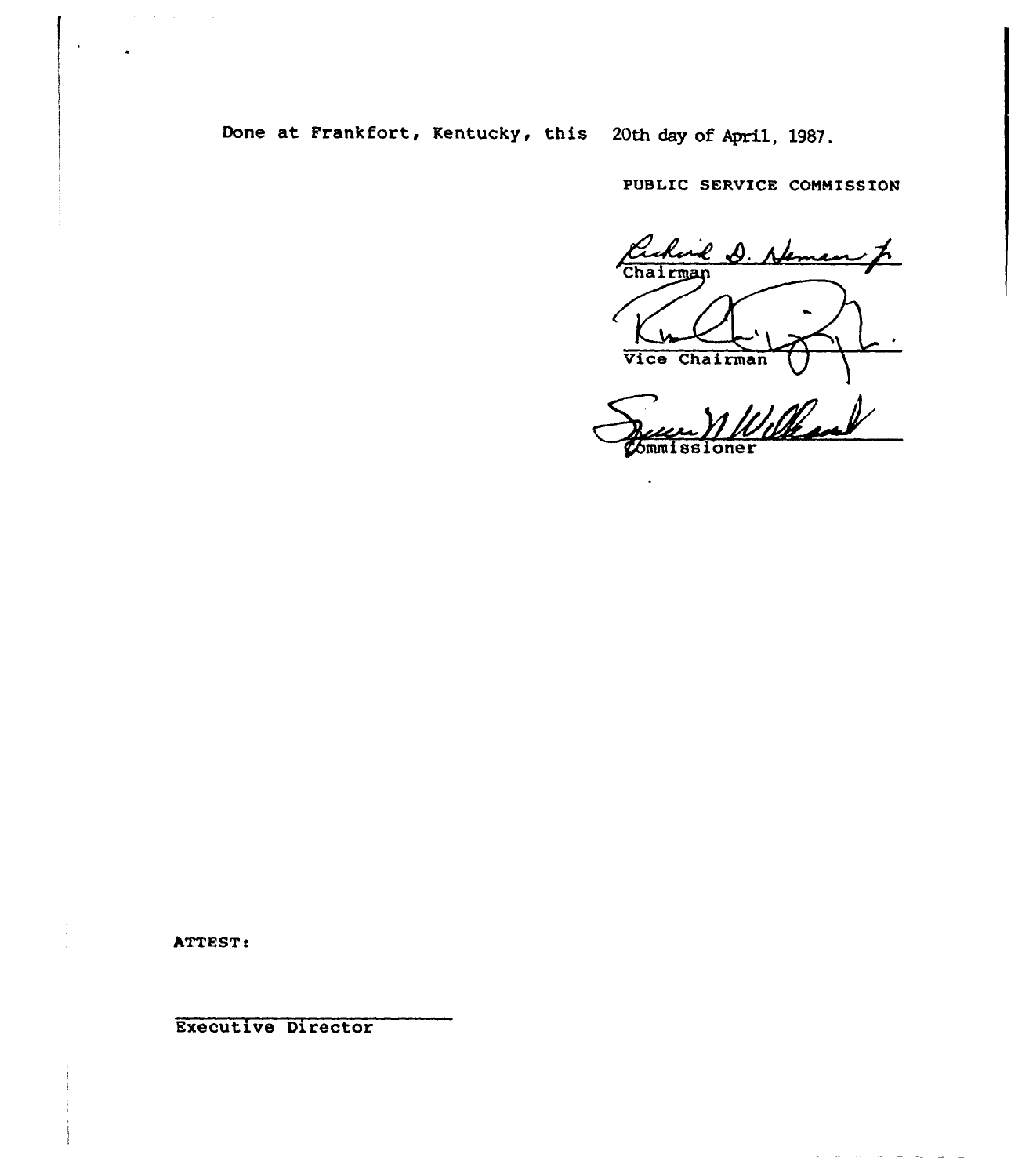Done at Frankfort, Kentucky, this 20th day of April, 1987.

PUBLIC SERVICE COMMISSION

Chairman

Vice Chairman

Commissioner

ATTEST:

Executive Director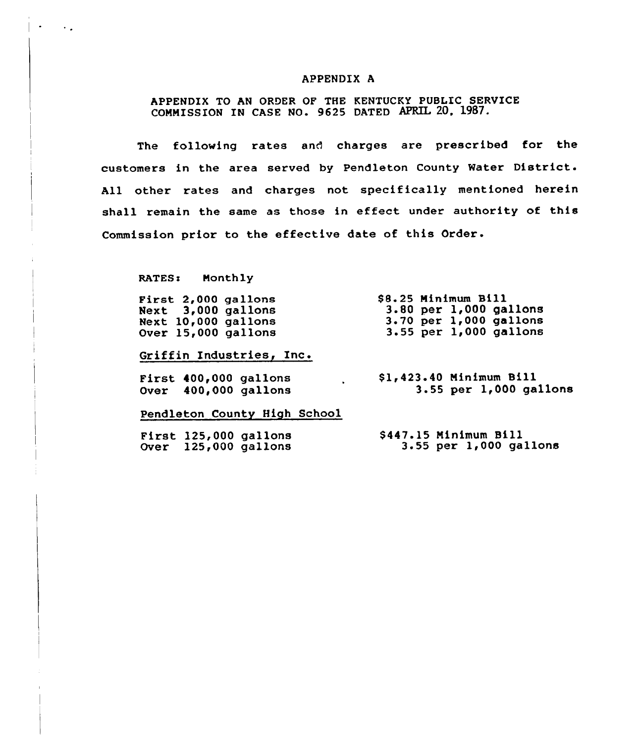# APPENDIX A

APPENDIX TO AN ORDER OF THE KENTUCKY PUBLIC SERVICE COMMISSION IN CASE NO. 9625 DATED APRIL 20, 1987.

The following rates and charges are prescribed for the customers in the area served by Pendleton County Water District. All other rates and charges not specifically mentioned herein shall remain the same as those in effect under authority of this Commission prior to the effective date of this Order.

RATES: Monthly

| | |
|---|---|
| First 2,000 gallons | $8.25 Minimum Bill |
| Next 3,000 gallons | 3.80 per 1,000 gallons |
| Next 10,000 gallons | 3.70 per 1,000 gallons |
| Over 15,000 gallons | 3.55 per 1,000 gallons |

Griffin Industries, Inc.

| | |
|---|---|
| First 400,000 gallons | $1,423.40 Minimum Bill |
| Over 400,000 gallons | 3.55 per 1,000 gallons |

Pendleton County High School

| | |
|---|---|
| First 125,000 gallons | $447.15 Minimum Bill |
| Over 125,000 gallons | 3.55 per 1,000 gallons |